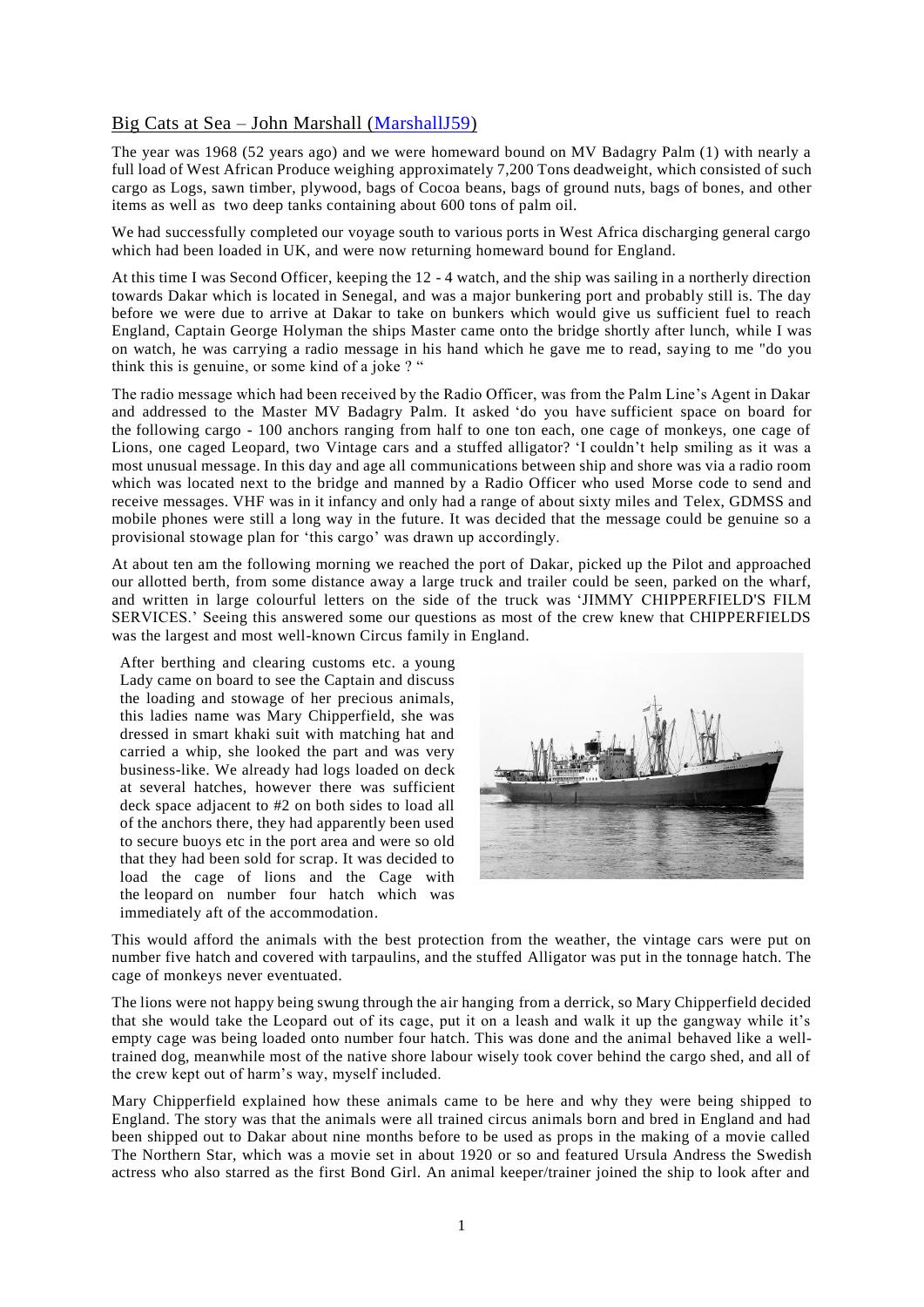## Big Cats at Sea – John Marshall (MarshallJ59)

The year was 1968 (52 years ago) and we were homeward bound on MV Badagry Palm (1) with nearly a full load of West African Produce weighing approximately 7,200 Tons deadweight, which consisted of such cargo as Logs, sawn timber, plywood, bags of Cocoa beans, bags of ground nuts, bags of bones, and other items as well as two deep tanks containing about 600 tons of palm oil.

We had successfully completed our voyage south to various ports in West Africa discharging general cargo which had been loaded in UK, and were now returning homeward bound for England.

At this time I was Second Officer, keeping the 12 - 4 watch, and the ship was sailing in a northerly direction towards Dakar which is located in Senegal, and was a major bunkering port and probably still is. The day before we were due to arrive at Dakar to take on bunkers which would give us sufficient fuel to reach England, Captain George Holyman the ships Master came onto the bridge shortly after lunch, while I was on watch, he was carrying a radio message in his hand which he gave me to read, saying to me "do you think this is genuine, or some kind of a joke ? "

The radio message which had been received by the Radio Officer, was from the Palm Line's Agent in Dakar and addressed to the Master MV Badagry Palm. It asked 'do you have sufficient space on board for the following cargo - 100 anchors ranging from half to one ton each, one cage of monkeys, one cage of Lions, one caged Leopard, two Vintage cars and a stuffed alligator? 'I couldn't help smiling as it was a most unusual message. In this day and age all communications between ship and shore was via a radio room which was located next to the bridge and manned by a Radio Officer who used Morse code to send and receive messages. VHF was in it infancy and only had a range of about sixty miles and Telex, GDMSS and mobile phones were still a long way in the future. It was decided that the message could be genuine so a provisional stowage plan for 'this cargo' was drawn up accordingly.

At about ten am the following morning we reached the port of Dakar, picked up the Pilot and approached our allotted berth, from some distance away a large truck and trailer could be seen, parked on the wharf, and written in large colourful letters on the side of the truck was 'JIMMY CHIPPERFIELD'S FILM SERVICES.' Seeing this answered some our questions as most of the crew knew that CHIPPERFIELDS was the largest and most well-known Circus family in England.

After berthing and clearing customs etc. a young Lady came on board to see the Captain and discuss the loading and stowage of her precious animals, this ladies name was Mary Chipperfield, she was dressed in smart khaki suit with matching hat and carried a whip, she looked the part and was very business-like. We already had logs loaded on deck at several hatches, however there was sufficient deck space adjacent to #2 on both sides to load all of the anchors there, they had apparently been used to secure buoys etc in the port area and were so old that they had been sold for scrap. It was decided to load the cage of lions and the Cage with the leopard on number four hatch which was immediately aft of the accommodation.

This would afford the animals with the best protection from the weather, the vintage cars were put on number five hatch and covered with tarpaulins, and the stuffed Alligator was put in the tonnage hatch. The cage of monkeys never eventuated.

The lions were not happy being swung through the air hanging from a derrick, so Mary Chipperfield decided that she would take the Leopard out of its cage, put it on a leash and walk it up the gangway while it's empty cage was being loaded onto number four hatch. This was done and the animal behaved like a well-trained dog, meanwhile most of the native shore labour wisely took cover behind the cargo shed, and all of the crew kept out of harm's way, myself included.

Mary Chipperfield explained how these animals came to be here and why they were being shipped to England. The story was that the animals were all trained circus animals born and bred in England and had been shipped out to Dakar about nine months before to be used as props in the making of a movie called The Northern Star, which was a movie set in about 1920 or so and featured Ursula Andress the Swedish actress who also starred as the first Bond Girl. An animal keeper/trainer joined the ship to look after and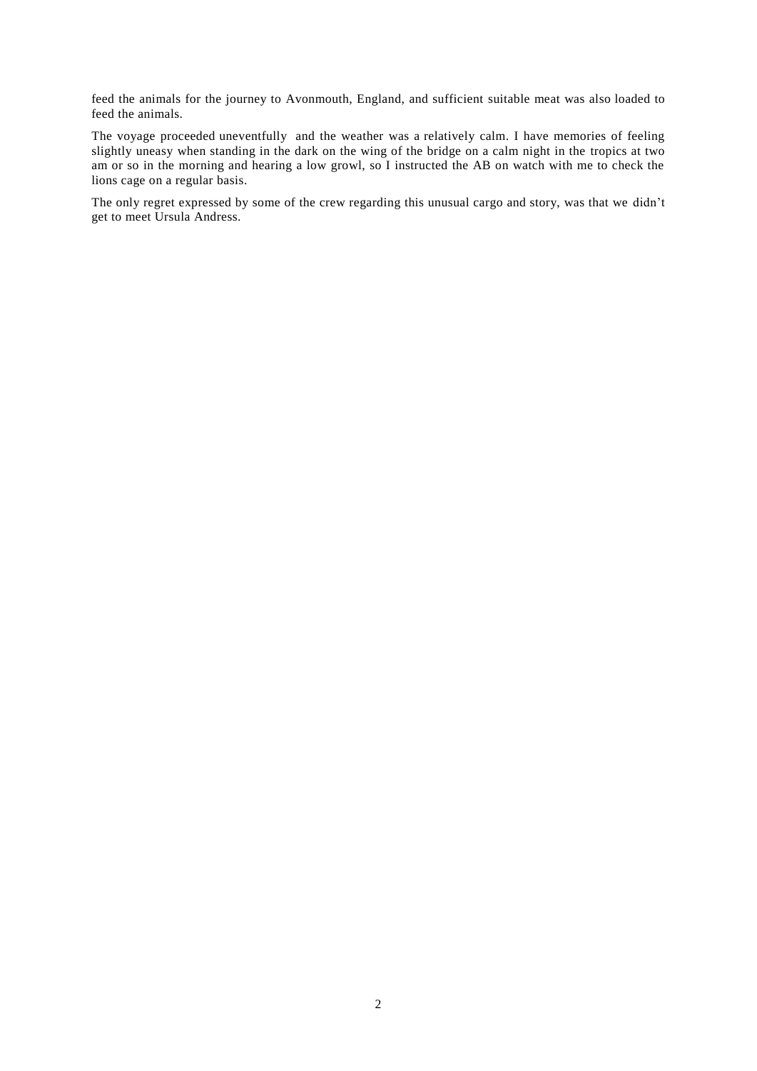feed the animals for the journey to Avonmouth, England, and sufficient suitable meat was also loaded to feed the animals.

The voyage proceeded uneventfully and the weather was a relatively calm. I have memories of feeling slightly uneasy when standing in the dark on the wing of the bridge on a calm night in the tropics at two am or so in the morning and hearing a low growl, so I instructed the AB on watch with me to check the lions cage on a regular basis.

The only regret expressed by some of the crew regarding this unusual cargo and story, was that we didn't get to meet Ursula Andress.